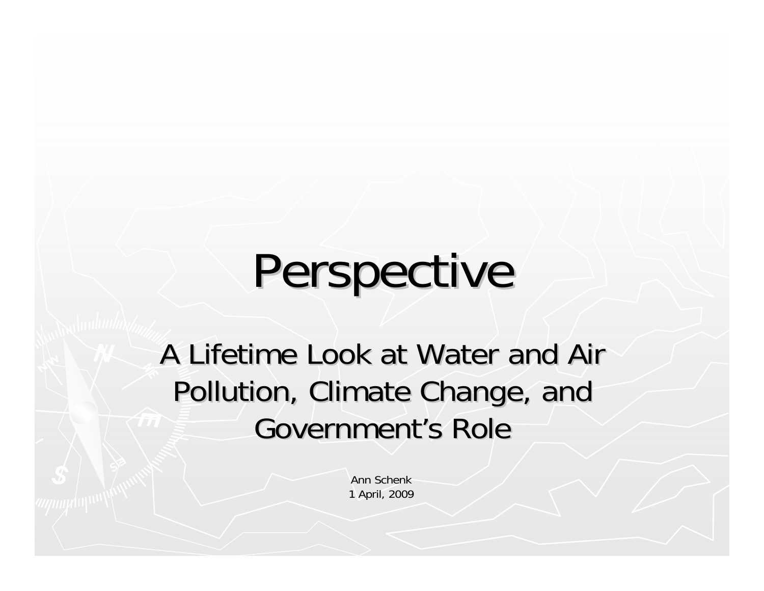# Perspective

## A Lifetime Look at Water and Air Pollution, Climate Change, and Government's Role

Ann Schenk
1 April, 2009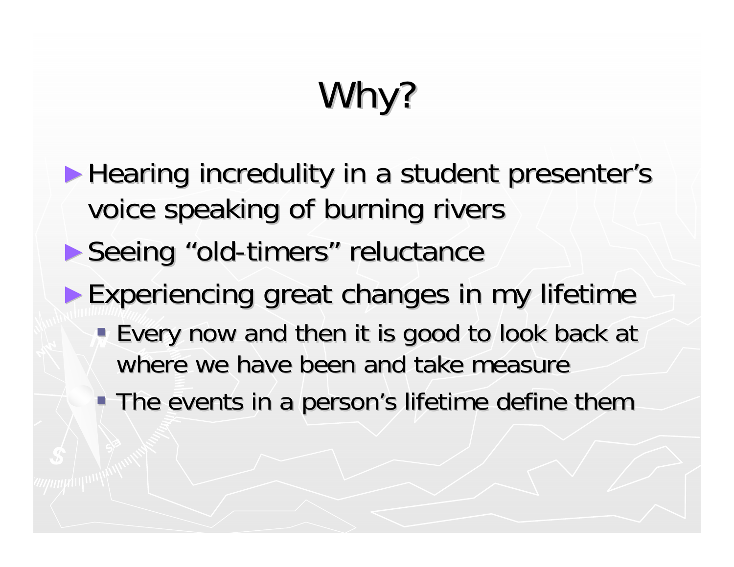# Why?

- Hearing incredulity in a student presenter's voice speaking of burning rivers
- Seeing "old-timers" reluctance
- Experiencing great changes in my lifetime
  - Every now and then it is good to look back at where we have been and take measure
  - The events in a person's lifetime define them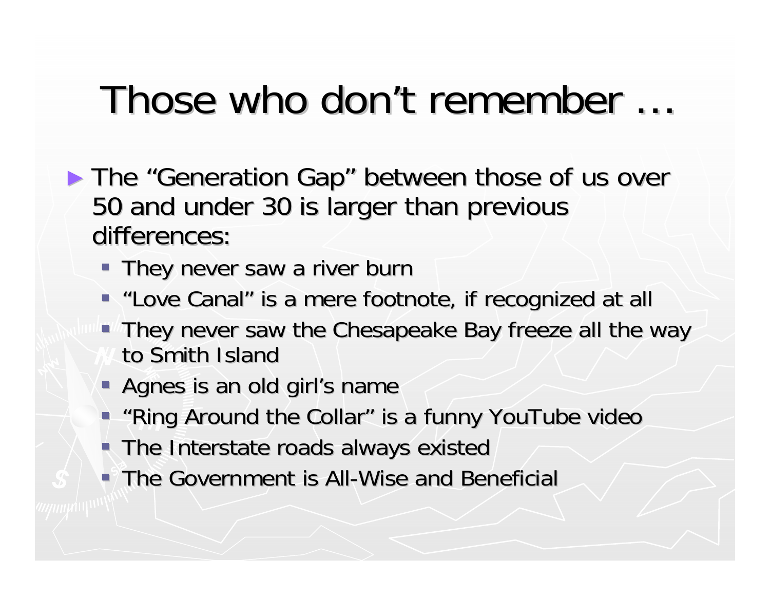# Those who don't remember …

- The "Generation Gap" between those of us over 50 and under 30 is larger than previous differences:
  - They never saw a river burn
  - "Love Canal" is a mere footnote, if recognized at all
  - They never saw the Chesapeake Bay freeze all the way to Smith Island
  - Agnes is an old girl's name
  - "Ring Around the Collar" is a funny YouTube video
  - The Interstate roads always existed
  - The Government is All-Wise and Beneficial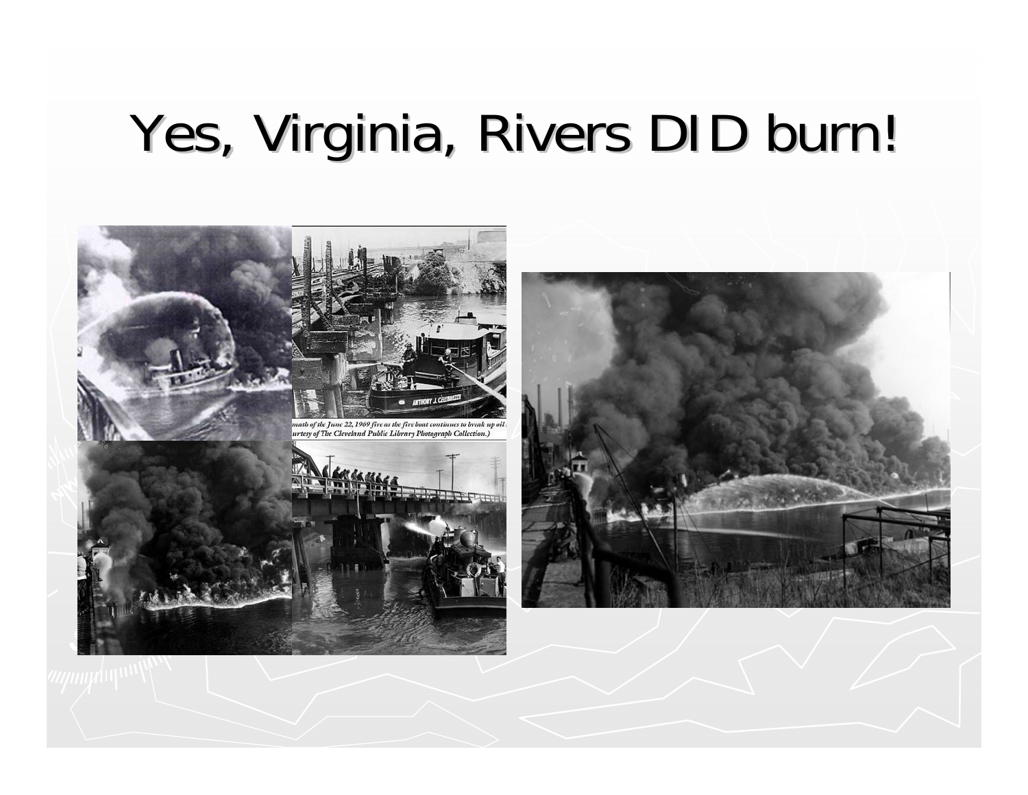# Yes, Virginia, Rivers DID burn!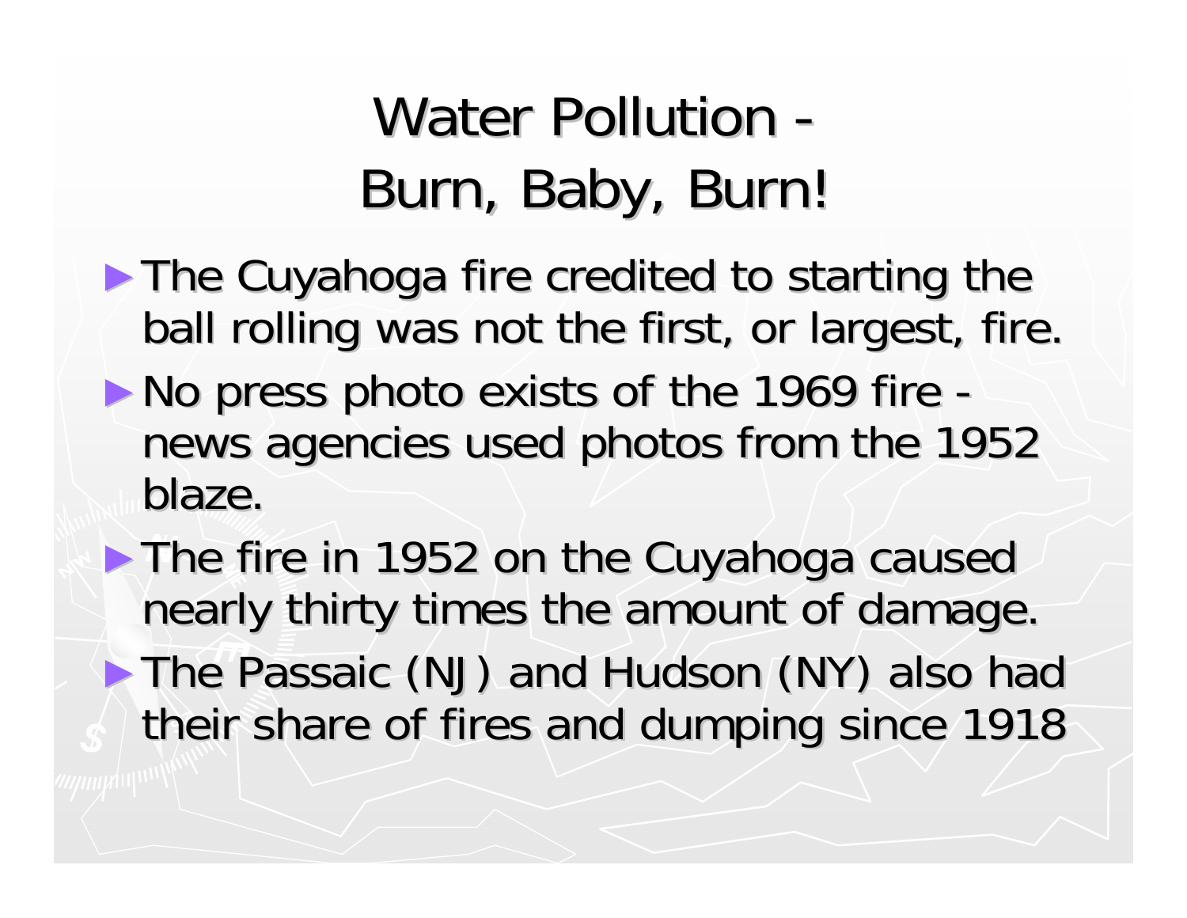# Water Pollution - Burn, Baby, Burn!

- The Cuyahoga fire credited to starting the ball rolling was not the first, or largest, fire.
- No press photo exists of the 1969 fire - news agencies used photos from the 1952 blaze.
- The fire in 1952 on the Cuyahoga caused nearly thirty times the amount of damage.
- The Passaic (NJ) and Hudson (NY) also had their share of fires and dumping since 1918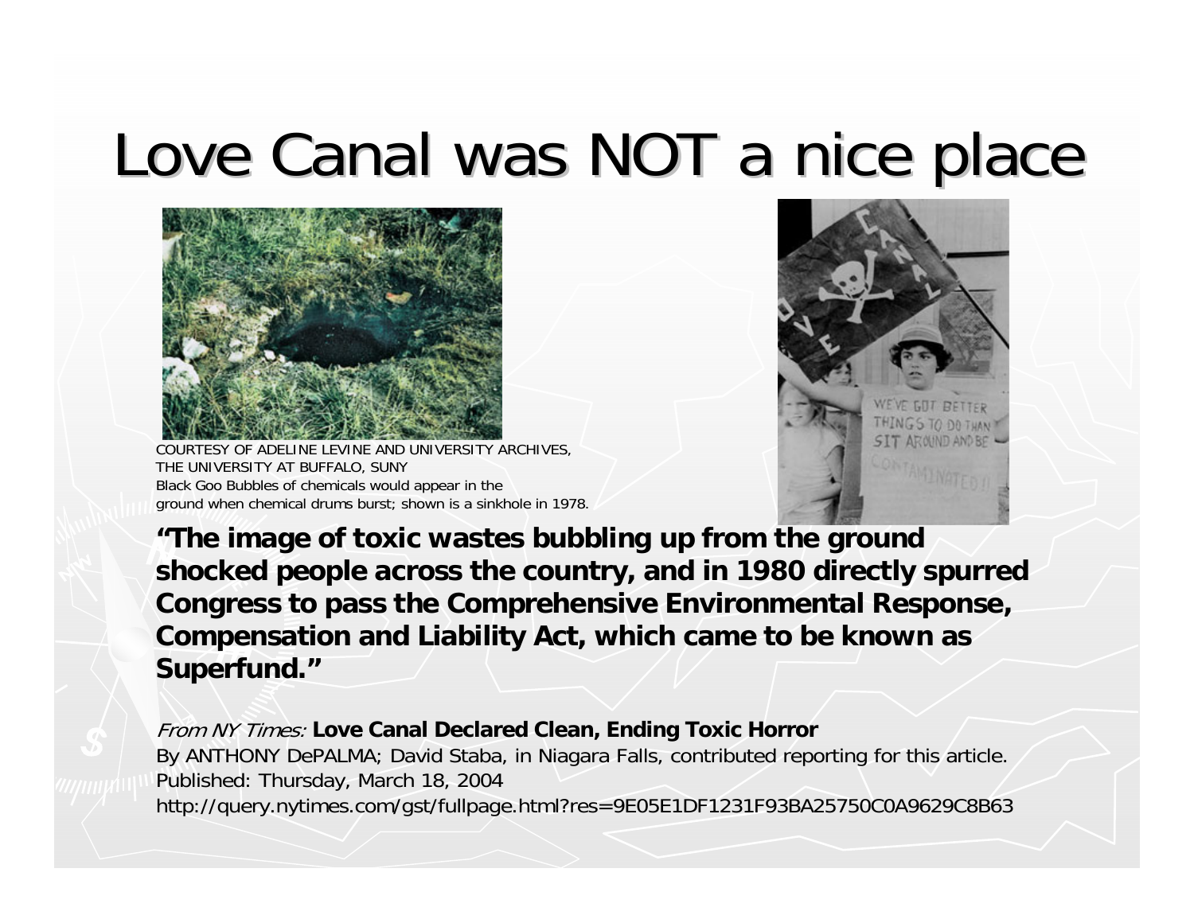# Love Canal was NOT a nice place

COURTESY OF ADELINE LEVINE AND UNIVERSITY ARCHIVES, THE UNIVERSITY AT BUFFALO, SUNY
Black Goo Bubbles of chemicals would appear in the ground when chemical drums burst; shown is a sinkhole in 1978.

**"The image of toxic wastes bubbling up from the ground shocked people across the country, and in 1980 directly spurred Congress to pass the Comprehensive Environmental Response, Compensation and Liability Act, which came to be known as Superfund."**

*From NY Times:* **Love Canal Declared Clean, Ending Toxic Horror**
By ANTHONY DePALMA; David Staba, in Niagara Falls, contributed reporting for this article.
Published: Thursday, March 18, 2004
http://query.nytimes.com/gst/fullpage.html?res=9E05E1DF1231F93BA25750C0A9629C8B63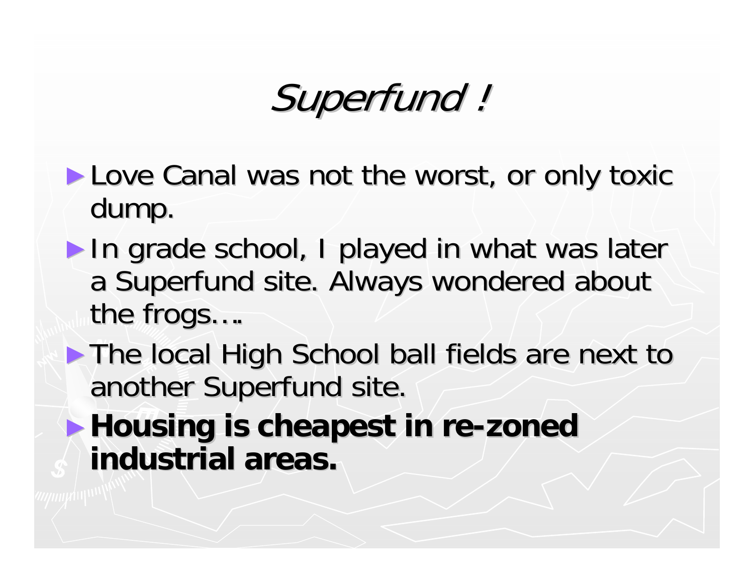# *Superfund !*

- Love Canal was not the worst, or only toxic dump.
- In grade school, I played in what was later a Superfund site. Always wondered about the frogs….
- The local High School ball fields are next to another Superfund site.
- **Housing is cheapest in re-zoned industrial areas.**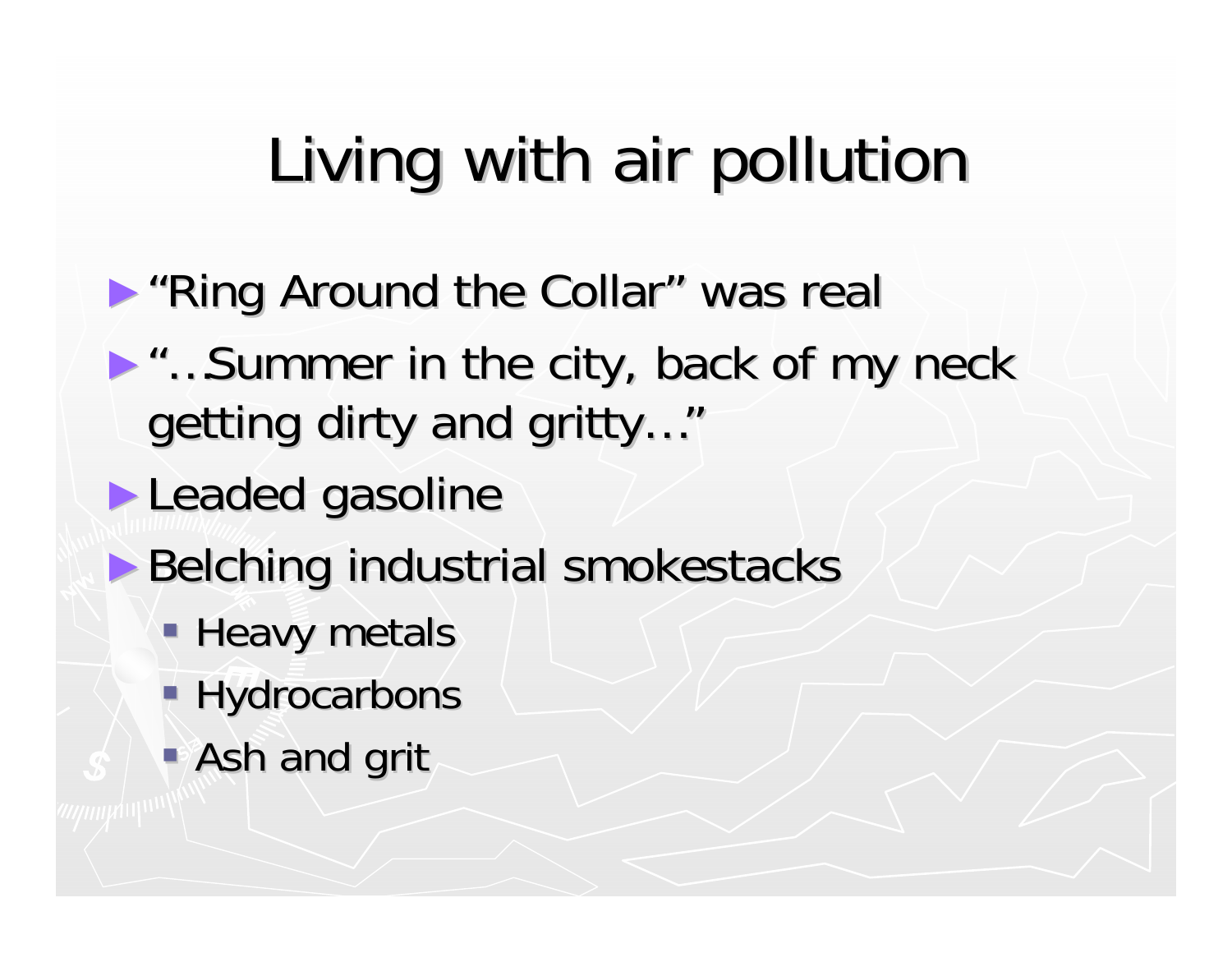# Living with air pollution

- "Ring Around the Collar" was real
- "…Summer in the city, back of my neck getting dirty and gritty…"
- Leaded gasoline
- Belching industrial smokestacks
  - Heavy metals
  - Hydrocarbons
  - Ash and grit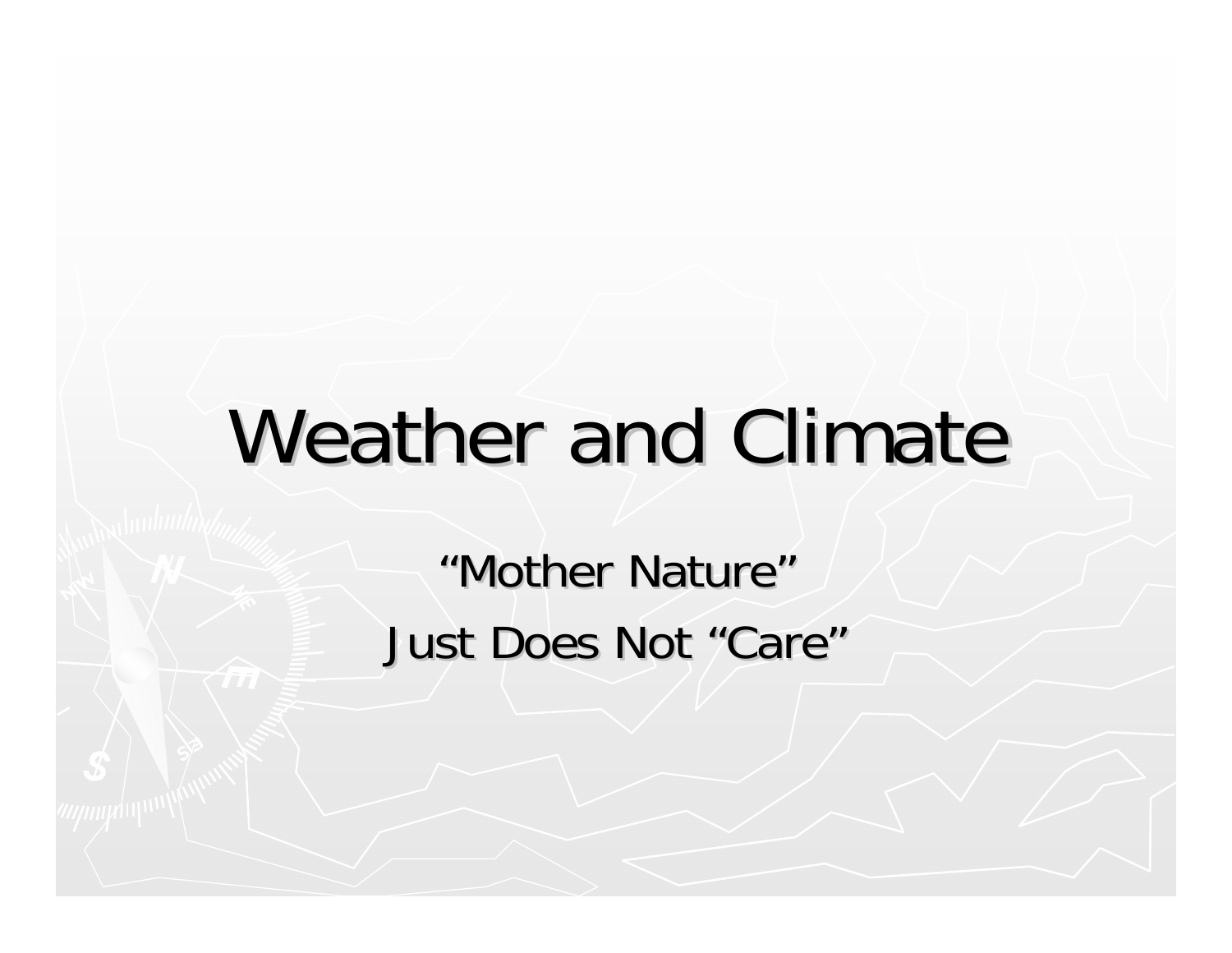# Weather and Climate

"Mother Nature"

Just Does Not "Care"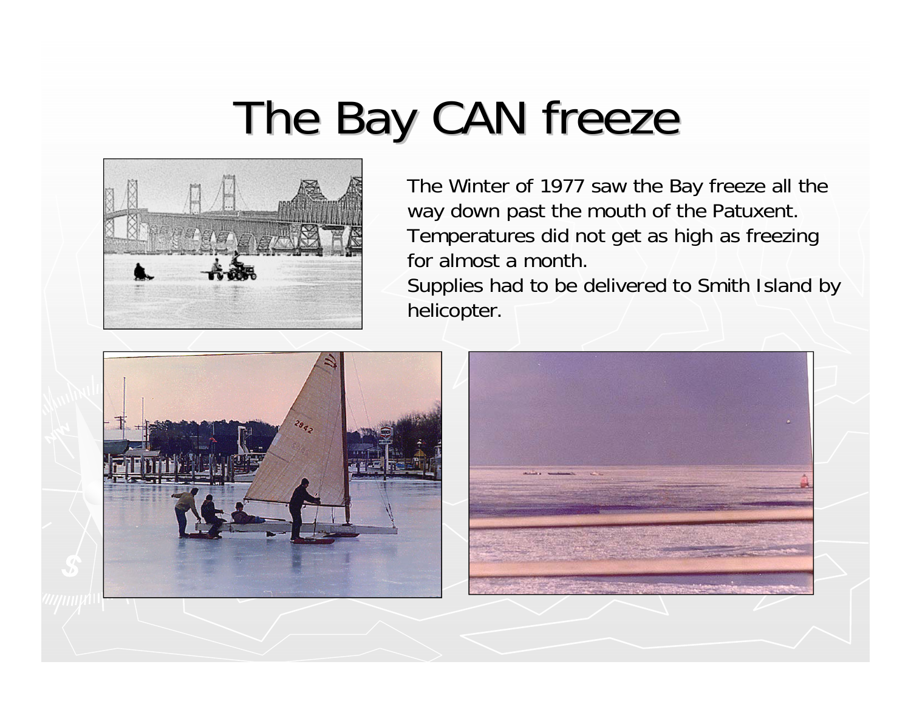# The Bay CAN freeze

The Winter of 1977 saw the Bay freeze all the way down past the mouth of the Patuxent. Temperatures did not get as high as freezing for almost a month.

Supplies had to be delivered to Smith Island by helicopter.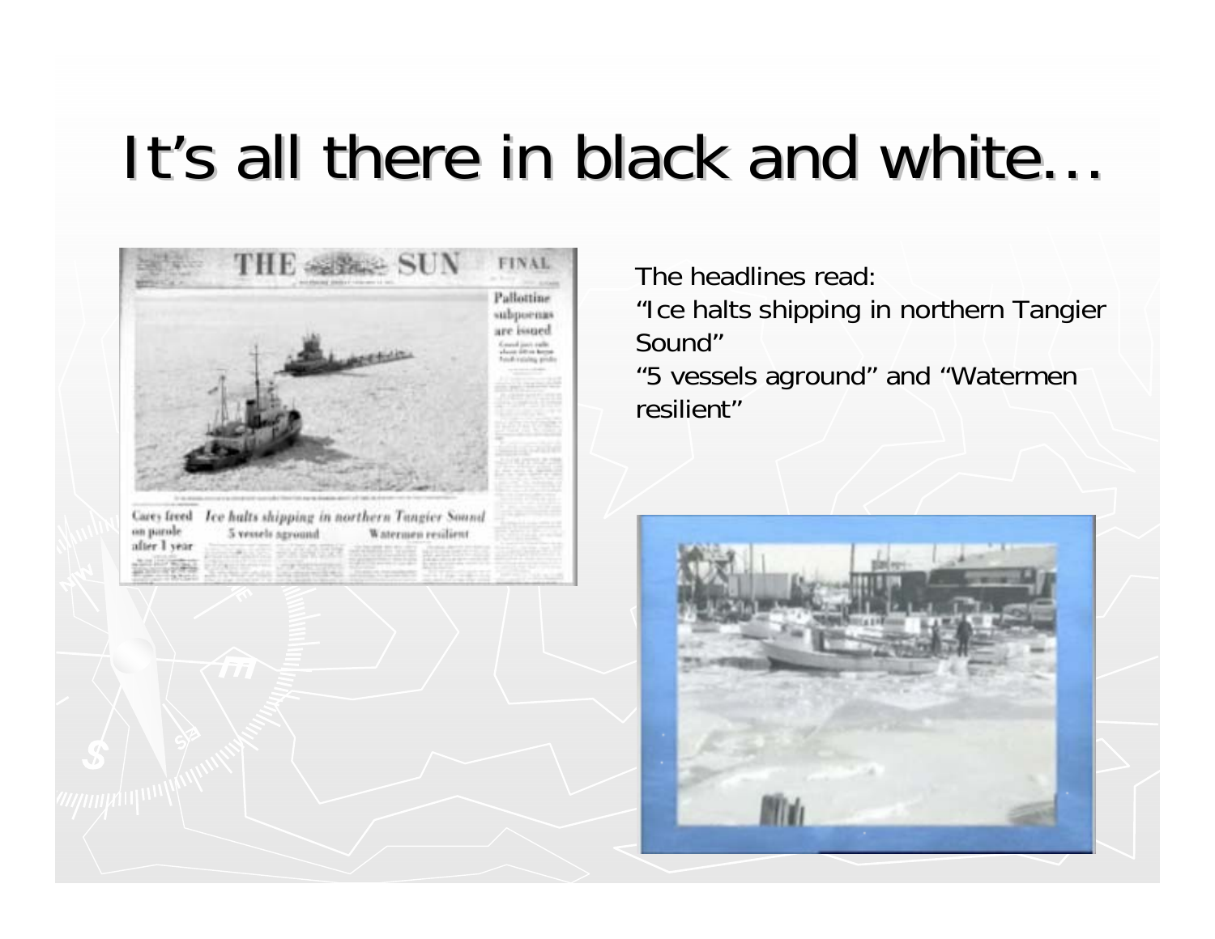# It's all there in black and white…

The headlines read:
"Ice halts shipping in northern Tangier Sound"
"5 vessels aground" and "Watermen resilient"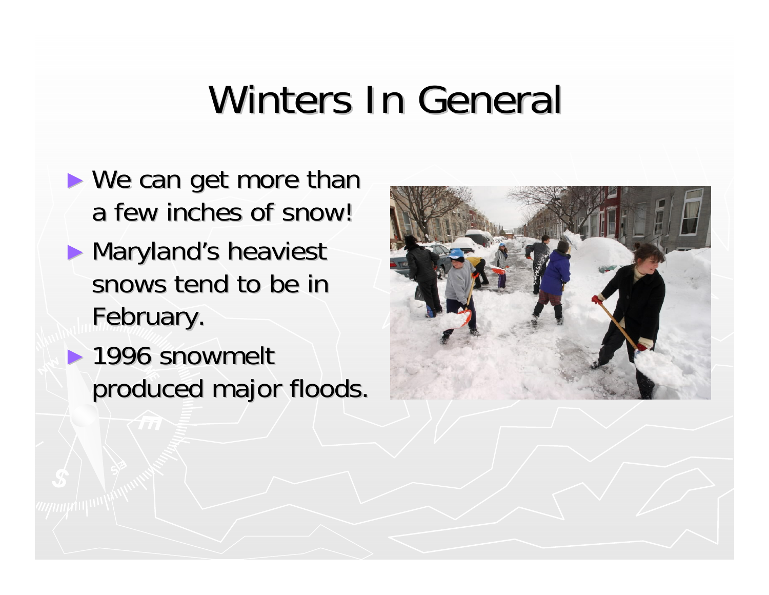# Winters In General

- We can get more than a few inches of snow!
- Maryland's heaviest snows tend to be in February.
- 1996 snowmelt produced major floods.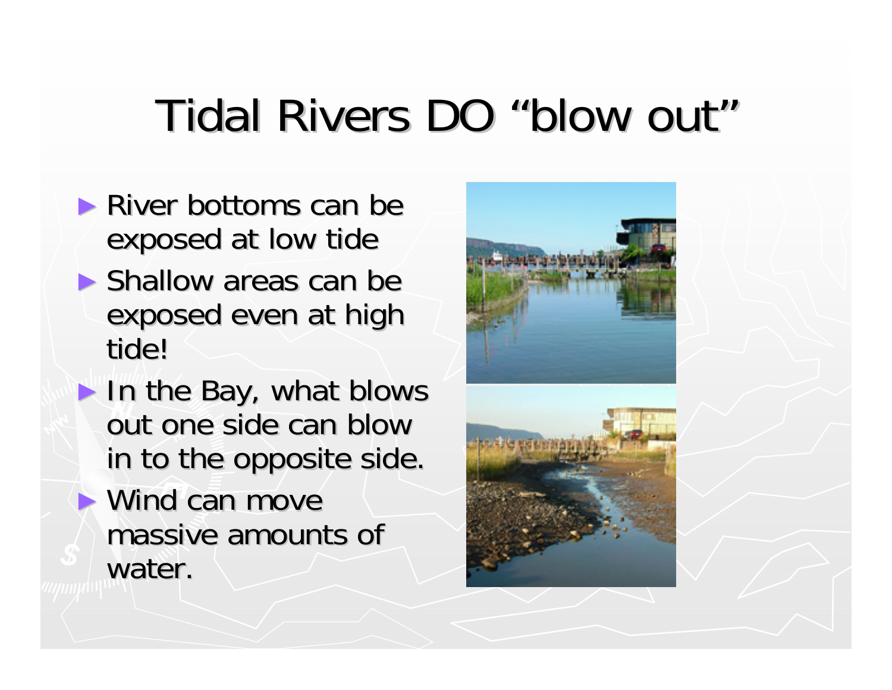# Tidal Rivers DO "blow out"

- River bottoms can be exposed at low tide
- Shallow areas can be exposed even at high tide!
- In the Bay, what blows out one side can blow in to the opposite side.
- Wind can move massive amounts of water.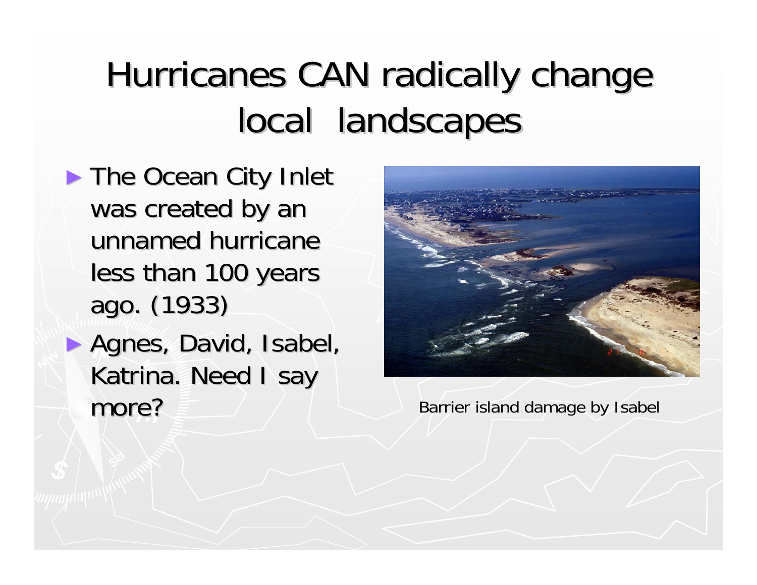# Hurricanes CAN radically change local landscapes

- The Ocean City Inlet was created by an unnamed hurricane less than 100 years ago. (1933)
- Agnes, David, Isabel, Katrina. Need I say more?

Barrier island damage by Isabel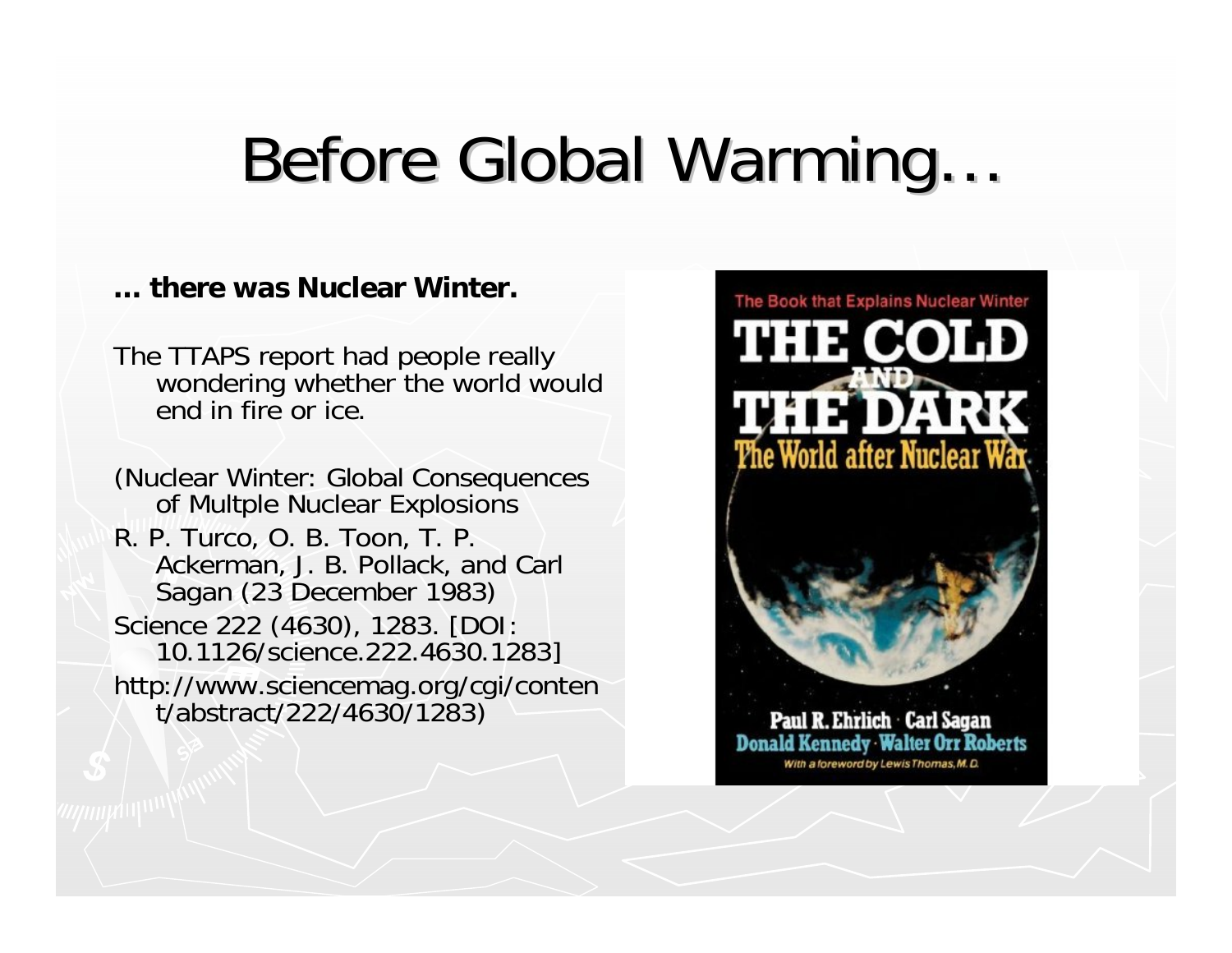# Before Global Warming…

**… there was Nuclear Winter.**

The TTAPS report had people really wondering whether the world would end in fire or ice.

(Nuclear Winter: Global Consequences of Multple Nuclear Explosions

R. P. Turco, O. B. Toon, T. P. Ackerman, J. B. Pollack, and Carl Sagan (23 December 1983)

Science 222 (4630), 1283. [DOI: 10.1126/science.222.4630.1283]

http://www.sciencemag.org/cgi/content/abstract/222/4630/1283)

The Book that Explains Nuclear Winter

THE COLD AND THE DARK

The World after Nuclear War

Paul R. Ehrlich · Carl Sagan

Donald Kennedy · Walter Orr Roberts

With a foreword by Lewis Thomas, M.D.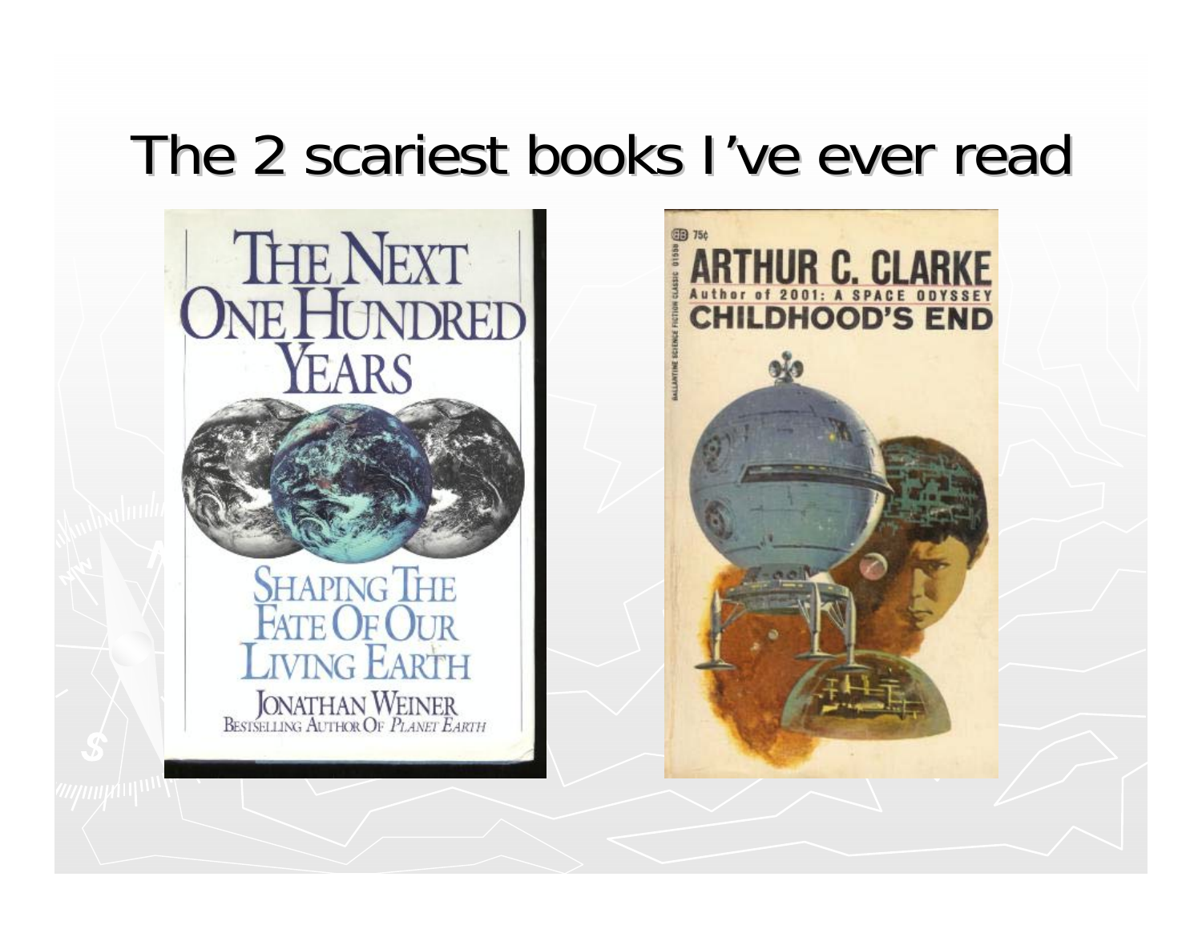# The 2 scariest books I've ever read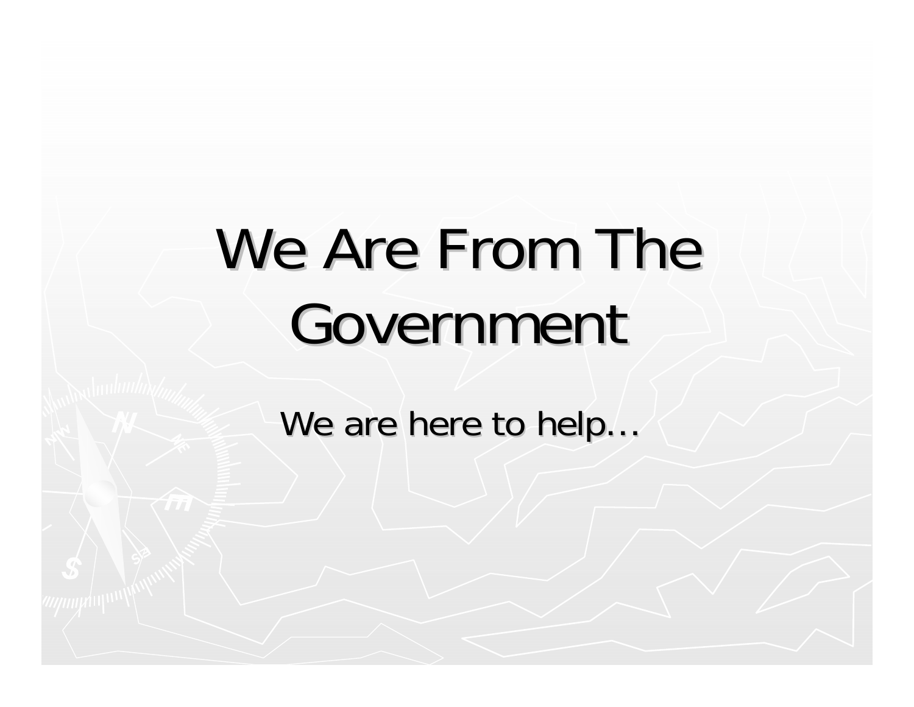# We Are From The Government

We are here to help…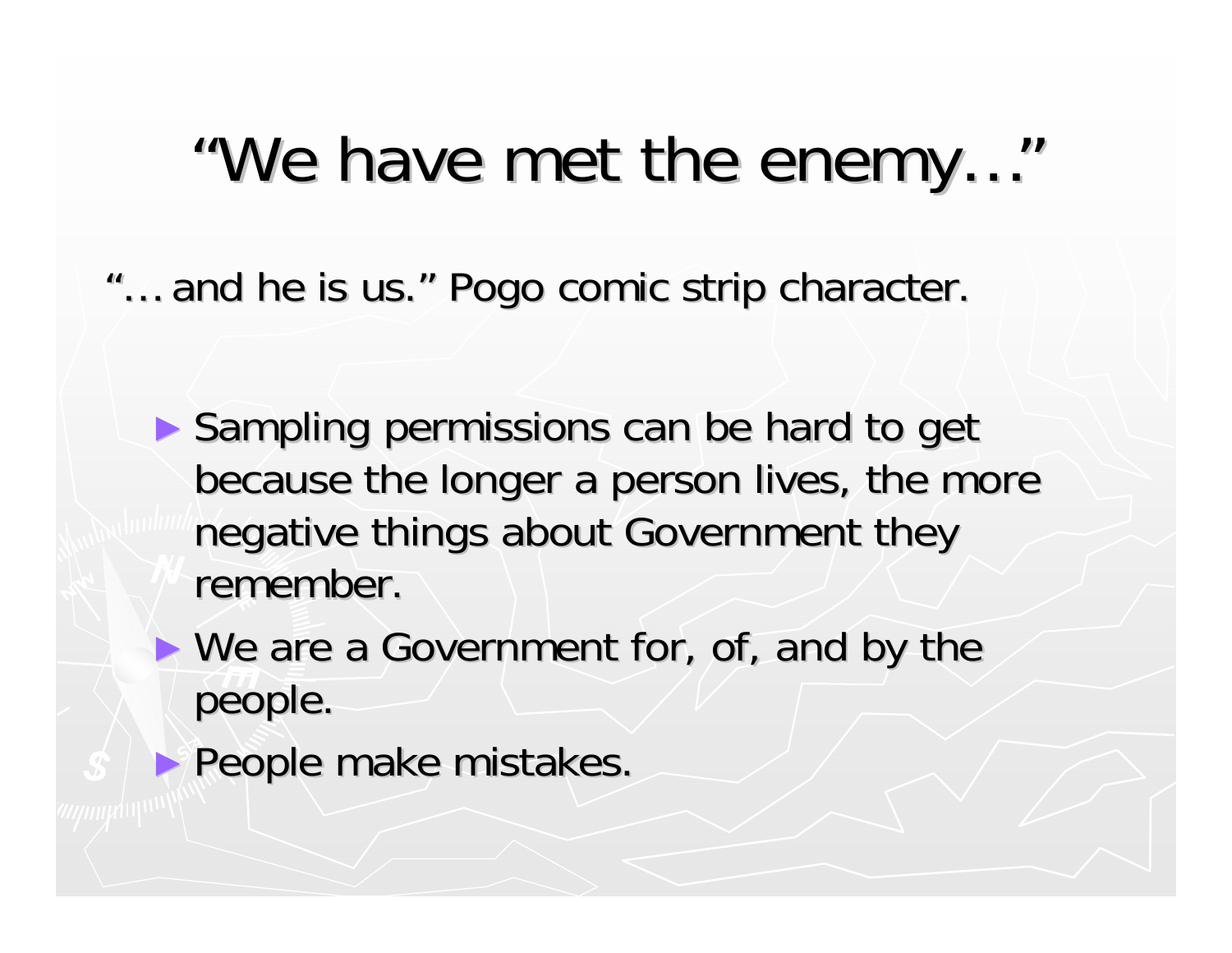# "We have met the enemy…"

"…and he is us." Pogo comic strip character.

- Sampling permissions can be hard to get because the longer a person lives, the more negative things about Government they remember.
- We are a Government for, of, and by the people.
- People make mistakes.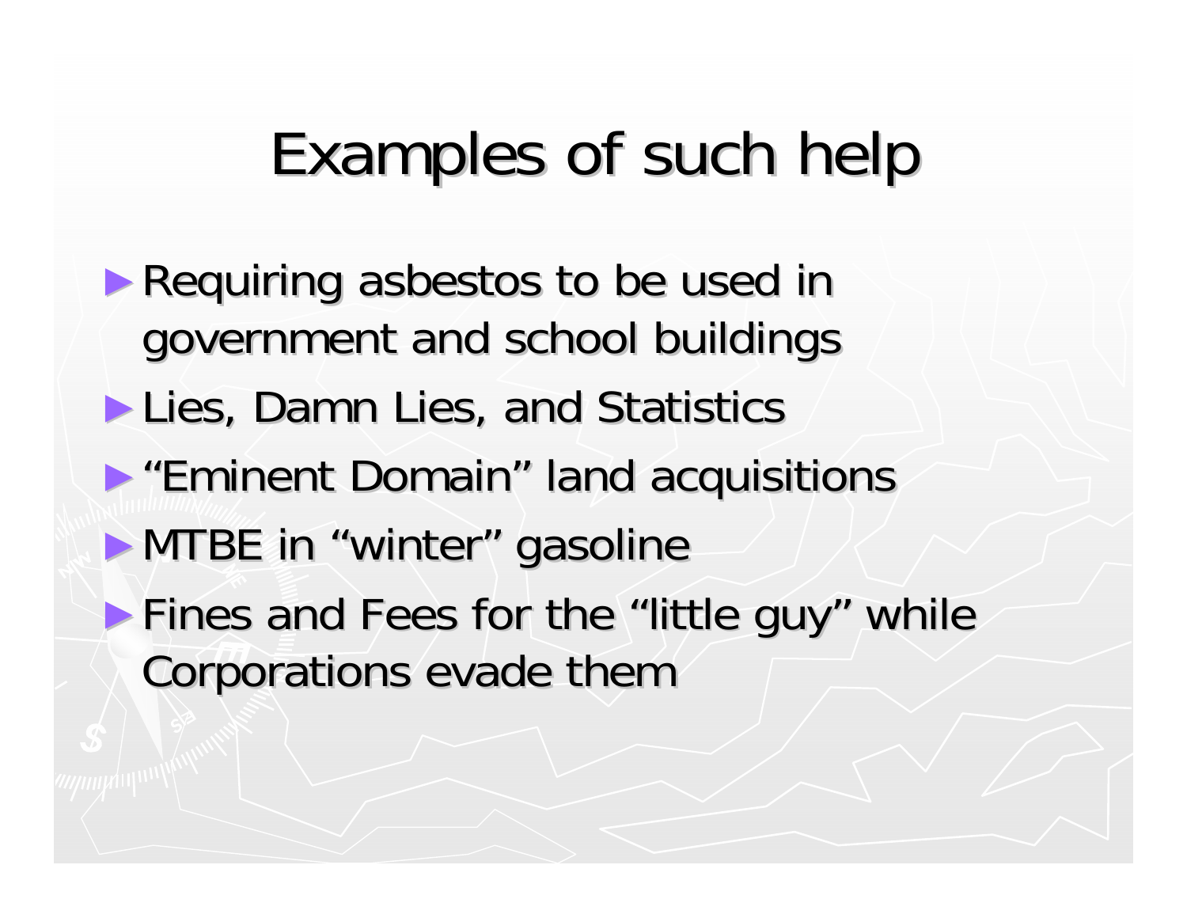# Examples of such help

- Requiring asbestos to be used in government and school buildings
- Lies, Damn Lies, and Statistics
- "Eminent Domain" land acquisitions
- MTBE in "winter" gasoline
- Fines and Fees for the "little guy" while Corporations evade them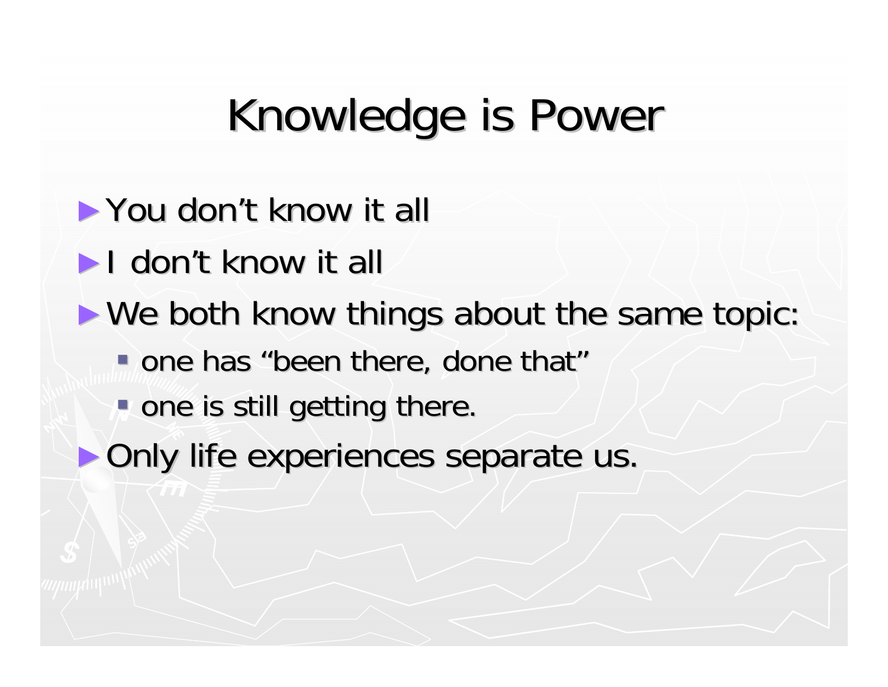# Knowledge is Power

- You don't know it all
- I don't know it all
- We both know things about the same topic:
  - one has "been there, done that"
  - one is still getting there.
- Only life experiences separate us.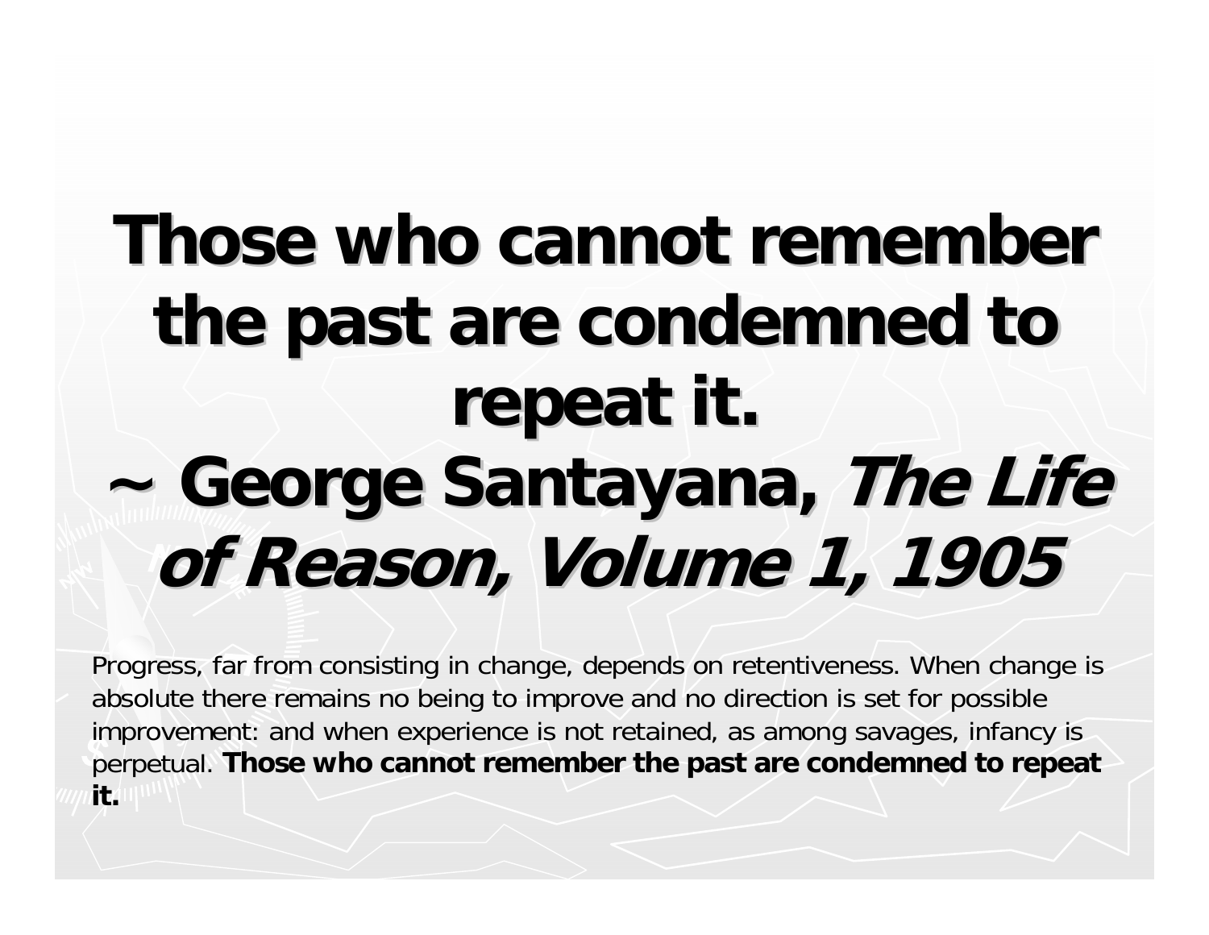# Those who cannot remember the past are condemned to repeat it.
# ~ George Santayana, *The Life of Reason, Volume 1, 1905*

Progress, far from consisting in change, depends on retentiveness. When change is absolute there remains no being to improve and no direction is set for possible improvement: and when experience is not retained, as among savages, infancy is perpetual. **Those who cannot remember the past are condemned to repeat it.**